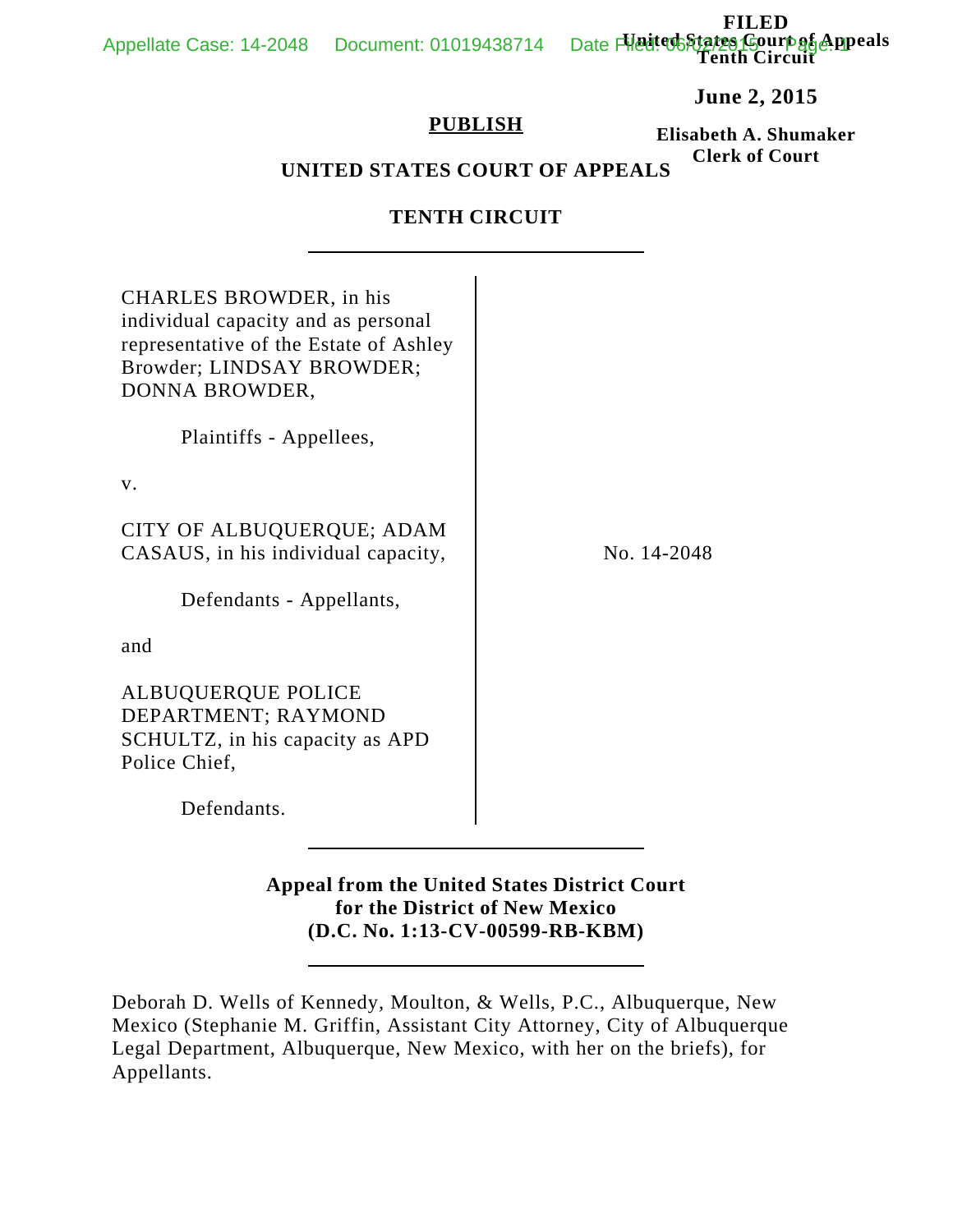FILED
United States Court of Appeals
Tenth Circuit

June 2, 2015

Elisabeth A. Shumaker
Clerk of Court

**PUBLISH**

**UNITED STATES COURT OF APPEALS**

**TENTH CIRCUIT**

---

CHARLES BROWDER, in his individual capacity and as personal representative of the Estate of Ashley Browder; LINDSAY BROWDER; DONNA BROWDER,

Plaintiffs - Appellees,

v.

CITY OF ALBUQUERQUE; ADAM CASAUS, in his individual capacity,

Defendants - Appellants,

and

ALBUQUERQUE POLICE DEPARTMENT; RAYMOND SCHULTZ, in his capacity as APD Police Chief,

Defendants.

No. 14-2048

---

**Appeal from the United States District Court for the District of New Mexico (D.C. No. 1:13-CV-00599-RB-KBM)**

---

Deborah D. Wells of Kennedy, Moulton, & Wells, P.C., Albuquerque, New Mexico (Stephanie M. Griffin, Assistant City Attorney, City of Albuquerque Legal Department, Albuquerque, New Mexico, with her on the briefs), for Appellants.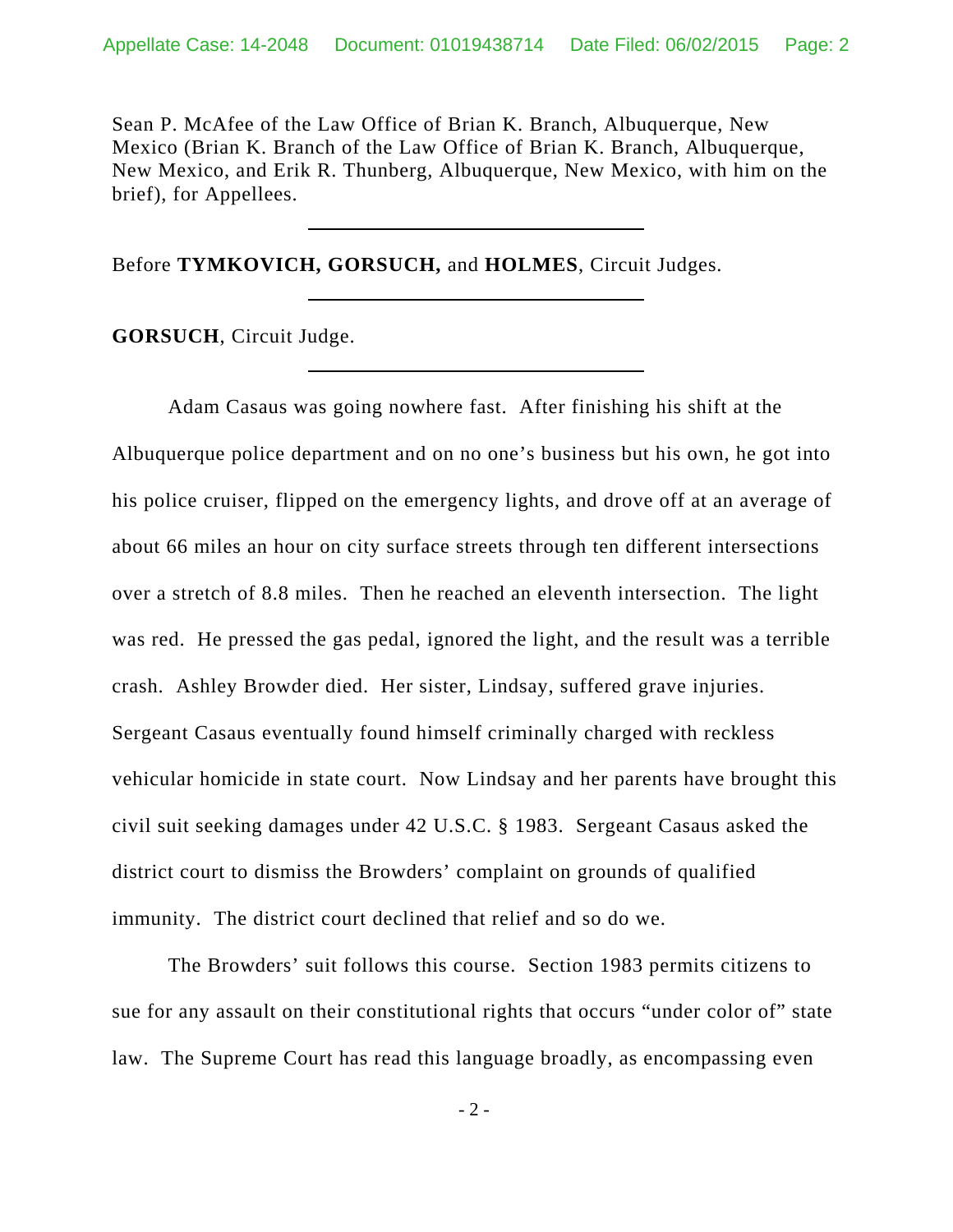Sean P. McAfee of the Law Office of Brian K. Branch, Albuquerque, New Mexico (Brian K. Branch of the Law Office of Brian K. Branch, Albuquerque, New Mexico, and Erik R. Thunberg, Albuquerque, New Mexico, with him on the brief), for Appellees.

---

Before **TYMKOVICH, GORSUCH,** and **HOLMES**, Circuit Judges.

---

**GORSUCH**, Circuit Judge.

---

Adam Casaus was going nowhere fast. After finishing his shift at the Albuquerque police department and on no one's business but his own, he got into his police cruiser, flipped on the emergency lights, and drove off at an average of about 66 miles an hour on city surface streets through ten different intersections over a stretch of 8.8 miles. Then he reached an eleventh intersection. The light was red. He pressed the gas pedal, ignored the light, and the result was a terrible crash. Ashley Browder died. Her sister, Lindsay, suffered grave injuries. Sergeant Casaus eventually found himself criminally charged with reckless vehicular homicide in state court. Now Lindsay and her parents have brought this civil suit seeking damages under 42 U.S.C. § 1983. Sergeant Casaus asked the district court to dismiss the Browders' complaint on grounds of qualified immunity. The district court declined that relief and so do we.

The Browders' suit follows this course. Section 1983 permits citizens to sue for any assault on their constitutional rights that occurs "under color of" state law. The Supreme Court has read this language broadly, as encompassing even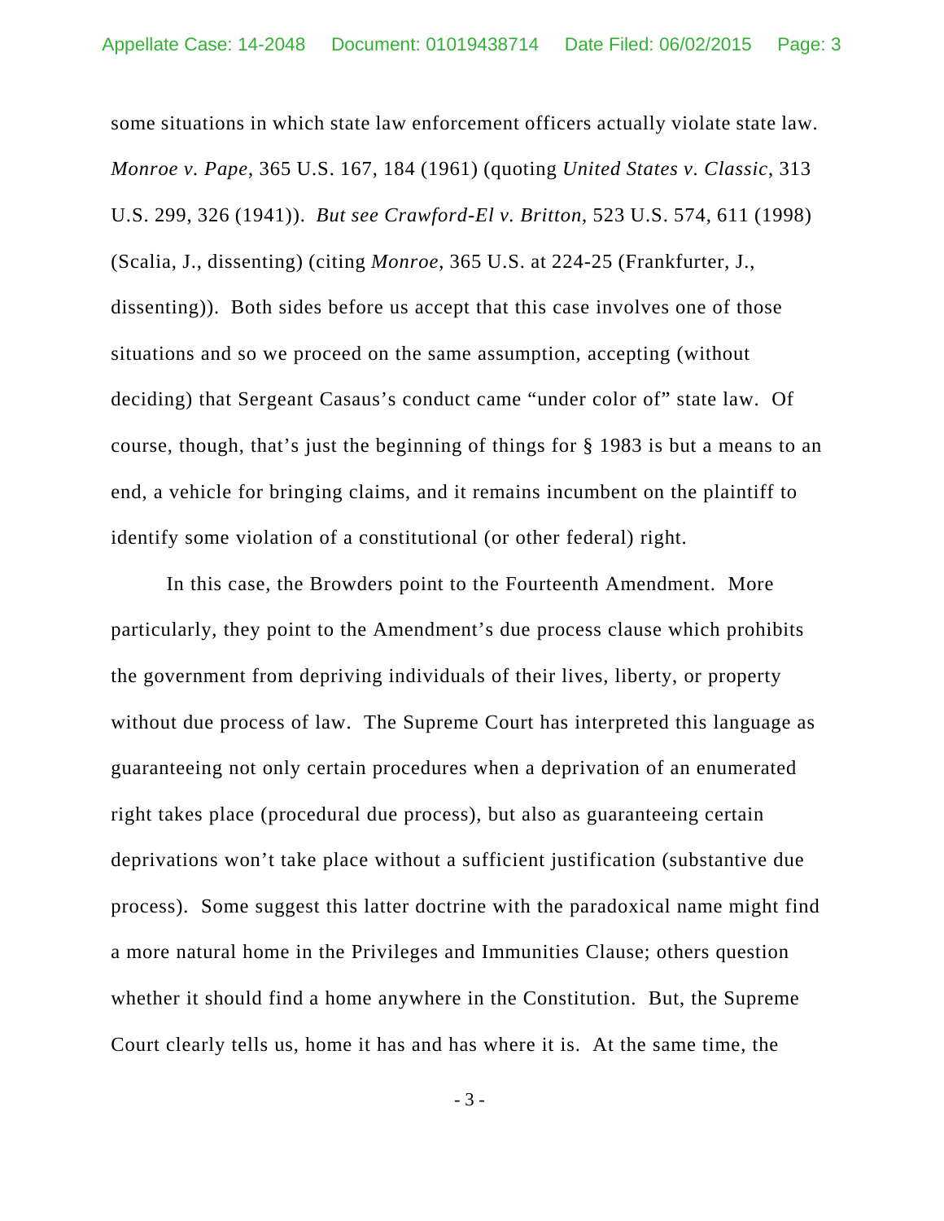some situations in which state law enforcement officers actually violate state law. *Monroe v. Pape*, 365 U.S. 167, 184 (1961) (quoting *United States v. Classic*, 313 U.S. 299, 326 (1941)). *But see Crawford-El v. Britton*, 523 U.S. 574, 611 (1998) (Scalia, J., dissenting) (citing *Monroe*, 365 U.S. at 224-25 (Frankfurter, J., dissenting)). Both sides before us accept that this case involves one of those situations and so we proceed on the same assumption, accepting (without deciding) that Sergeant Casaus's conduct came "under color of" state law. Of course, though, that's just the beginning of things for § 1983 is but a means to an end, a vehicle for bringing claims, and it remains incumbent on the plaintiff to identify some violation of a constitutional (or other federal) right.

In this case, the Browders point to the Fourteenth Amendment. More particularly, they point to the Amendment's due process clause which prohibits the government from depriving individuals of their lives, liberty, or property without due process of law. The Supreme Court has interpreted this language as guaranteeing not only certain procedures when a deprivation of an enumerated right takes place (procedural due process), but also as guaranteeing certain deprivations won't take place without a sufficient justification (substantive due process). Some suggest this latter doctrine with the paradoxical name might find a more natural home in the Privileges and Immunities Clause; others question whether it should find a home anywhere in the Constitution. But, the Supreme Court clearly tells us, home it has and has where it is. At the same time, the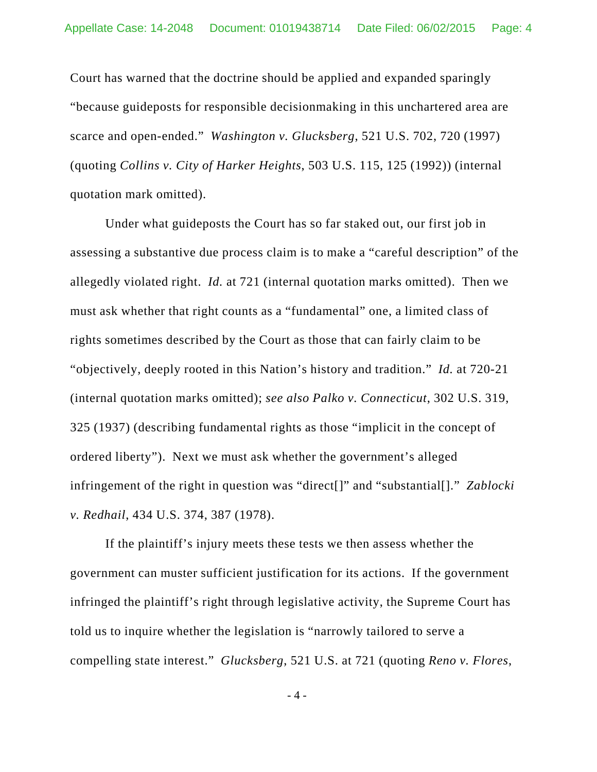Court has warned that the doctrine should be applied and expanded sparingly "because guideposts for responsible decisionmaking in this unchartered area are scarce and open-ended." *Washington v. Glucksberg*, 521 U.S. 702, 720 (1997) (quoting *Collins v. City of Harker Heights*, 503 U.S. 115, 125 (1992)) (internal quotation mark omitted).

Under what guideposts the Court has so far staked out, our first job in assessing a substantive due process claim is to make a "careful description" of the allegedly violated right. *Id.* at 721 (internal quotation marks omitted). Then we must ask whether that right counts as a "fundamental" one, a limited class of rights sometimes described by the Court as those that can fairly claim to be "objectively, deeply rooted in this Nation's history and tradition." *Id.* at 720-21 (internal quotation marks omitted); *see also Palko v. Connecticut*, 302 U.S. 319, 325 (1937) (describing fundamental rights as those "implicit in the concept of ordered liberty"). Next we must ask whether the government's alleged infringement of the right in question was "direct[]" and "substantial[]." *Zablocki v. Redhail*, 434 U.S. 374, 387 (1978).

If the plaintiff's injury meets these tests we then assess whether the government can muster sufficient justification for its actions. If the government infringed the plaintiff's right through legislative activity, the Supreme Court has told us to inquire whether the legislation is "narrowly tailored to serve a compelling state interest." *Glucksberg*, 521 U.S. at 721 (quoting *Reno v. Flores*,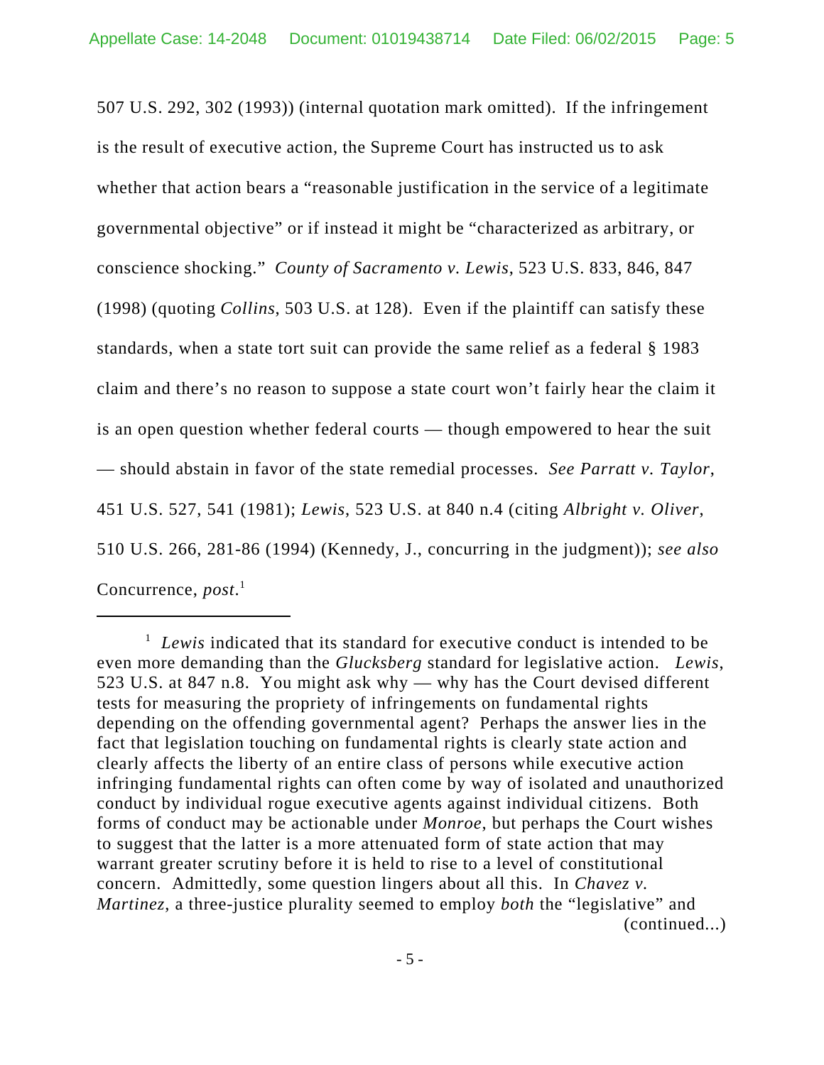507 U.S. 292, 302 (1993)) (internal quotation mark omitted). If the infringement is the result of executive action, the Supreme Court has instructed us to ask whether that action bears a "reasonable justification in the service of a legitimate governmental objective" or if instead it might be "characterized as arbitrary, or conscience shocking." *County of Sacramento v. Lewis*, 523 U.S. 833, 846, 847 (1998) (quoting *Collins*, 503 U.S. at 128). Even if the plaintiff can satisfy these standards, when a state tort suit can provide the same relief as a federal § 1983 claim and there's no reason to suppose a state court won't fairly hear the claim it is an open question whether federal courts — though empowered to hear the suit — should abstain in favor of the state remedial processes. *See Parratt v. Taylor*, 451 U.S. 527, 541 (1981); *Lewis*, 523 U.S. at 840 n.4 (citing *Albright v. Oliver*, 510 U.S. 266, 281-86 (1994) (Kennedy, J., concurring in the judgment)); *see also* Concurrence, *post*.[1]

---

[1] *Lewis* indicated that its standard for executive conduct is intended to be even more demanding than the *Glucksberg* standard for legislative action. *Lewis*, 523 U.S. at 847 n.8. You might ask why — why has the Court devised different tests for measuring the propriety of infringements on fundamental rights depending on the offending governmental agent? Perhaps the answer lies in the fact that legislation touching on fundamental rights is clearly state action and clearly affects the liberty of an entire class of persons while executive action infringing fundamental rights can often come by way of isolated and unauthorized conduct by individual rogue executive agents against individual citizens. Both forms of conduct may be actionable under *Monroe*, but perhaps the Court wishes to suggest that the latter is a more attenuated form of state action that may warrant greater scrutiny before it is held to rise to a level of constitutional concern. Admittedly, some question lingers about all this. In *Chavez v. Martinez*, a three-justice plurality seemed to employ *both* the "legislative" and (continued...)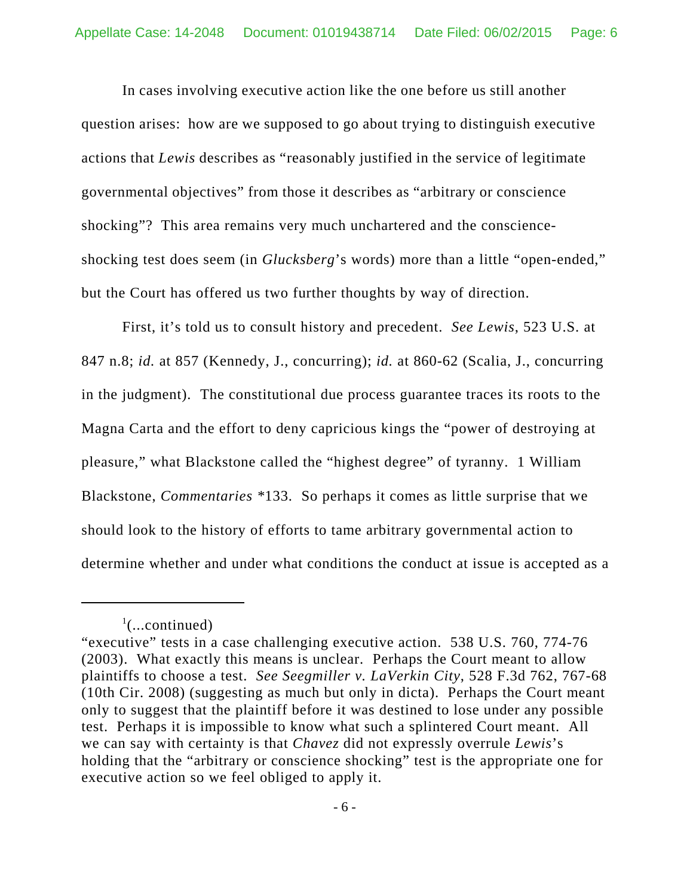In cases involving executive action like the one before us still another question arises: how are we supposed to go about trying to distinguish executive actions that *Lewis* describes as "reasonably justified in the service of legitimate governmental objectives" from those it describes as "arbitrary or conscience shocking"? This area remains very much unchartered and the conscience-shocking test does seem (in *Glucksberg*'s words) more than a little "open-ended," but the Court has offered us two further thoughts by way of direction.

First, it's told us to consult history and precedent. *See Lewis*, 523 U.S. at 847 n.8; *id.* at 857 (Kennedy, J., concurring); *id.* at 860-62 (Scalia, J., concurring in the judgment). The constitutional due process guarantee traces its roots to the Magna Carta and the effort to deny capricious kings the "power of destroying at pleasure," what Blackstone called the "highest degree" of tyranny. 1 William Blackstone, *Commentaries* *133. So perhaps it comes as little surprise that we should look to the history of efforts to tame arbitrary governmental action to determine whether and under what conditions the conduct at issue is accepted as a

---

[1](...continued)
"executive" tests in a case challenging executive action. 538 U.S. 760, 774-76 (2003). What exactly this means is unclear. Perhaps the Court meant to allow plaintiffs to choose a test. *See Seegmiller v. LaVerkin City*, 528 F.3d 762, 767-68 (10th Cir. 2008) (suggesting as much but only in dicta). Perhaps the Court meant only to suggest that the plaintiff before it was destined to lose under any possible test. Perhaps it is impossible to know what such a splintered Court meant. All we can say with certainty is that *Chavez* did not expressly overrule *Lewis*'s holding that the "arbitrary or conscience shocking" test is the appropriate one for executive action so we feel obliged to apply it.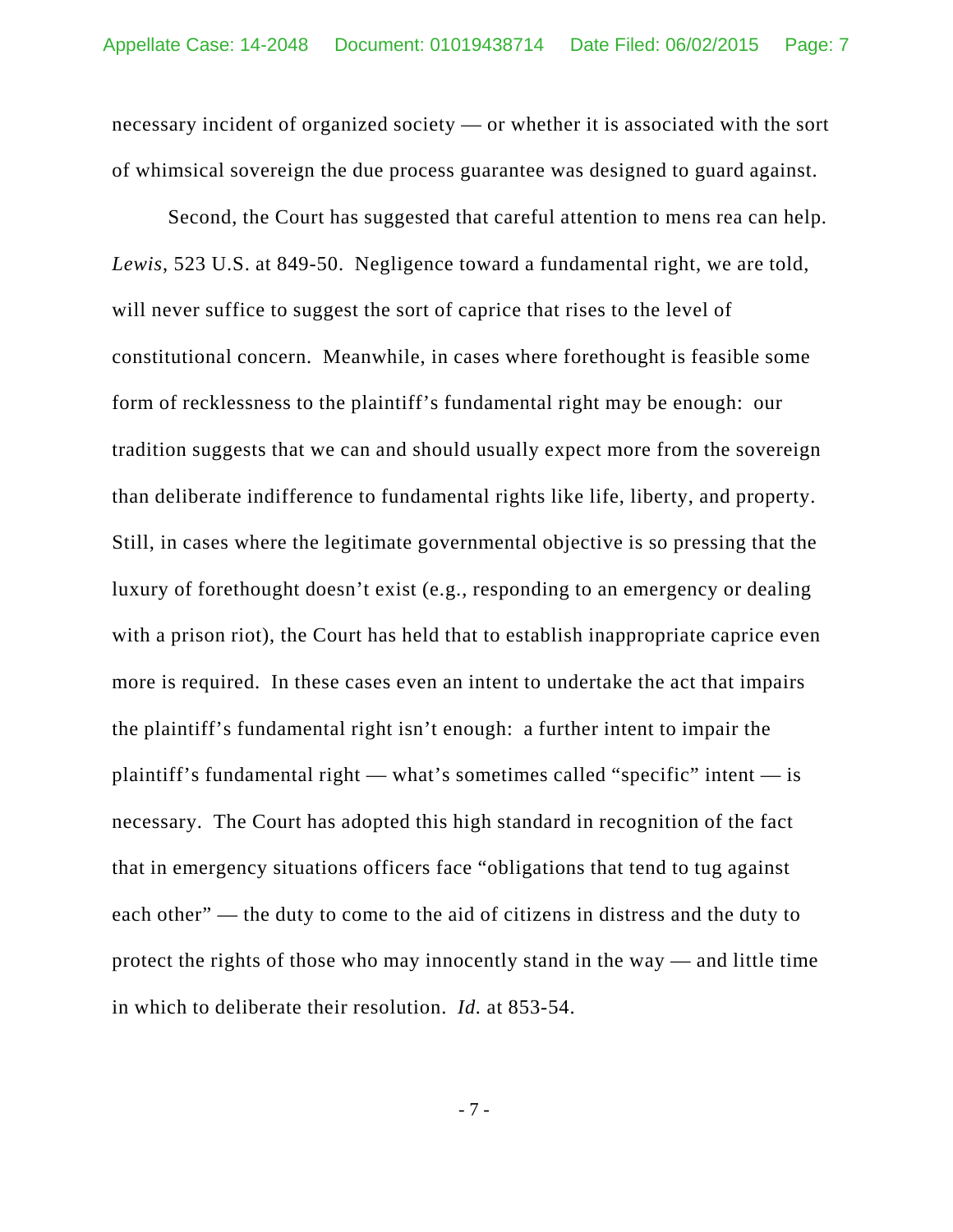necessary incident of organized society — or whether it is associated with the sort of whimsical sovereign the due process guarantee was designed to guard against.

Second, the Court has suggested that careful attention to mens rea can help. *Lewis*, 523 U.S. at 849-50. Negligence toward a fundamental right, we are told, will never suffice to suggest the sort of caprice that rises to the level of constitutional concern. Meanwhile, in cases where forethought is feasible some form of recklessness to the plaintiff's fundamental right may be enough: our tradition suggests that we can and should usually expect more from the sovereign than deliberate indifference to fundamental rights like life, liberty, and property. Still, in cases where the legitimate governmental objective is so pressing that the luxury of forethought doesn't exist (e.g., responding to an emergency or dealing with a prison riot), the Court has held that to establish inappropriate caprice even more is required. In these cases even an intent to undertake the act that impairs the plaintiff's fundamental right isn't enough: a further intent to impair the plaintiff's fundamental right — what's sometimes called "specific" intent — is necessary. The Court has adopted this high standard in recognition of the fact that in emergency situations officers face "obligations that tend to tug against each other" — the duty to come to the aid of citizens in distress and the duty to protect the rights of those who may innocently stand in the way — and little time in which to deliberate their resolution. *Id.* at 853-54.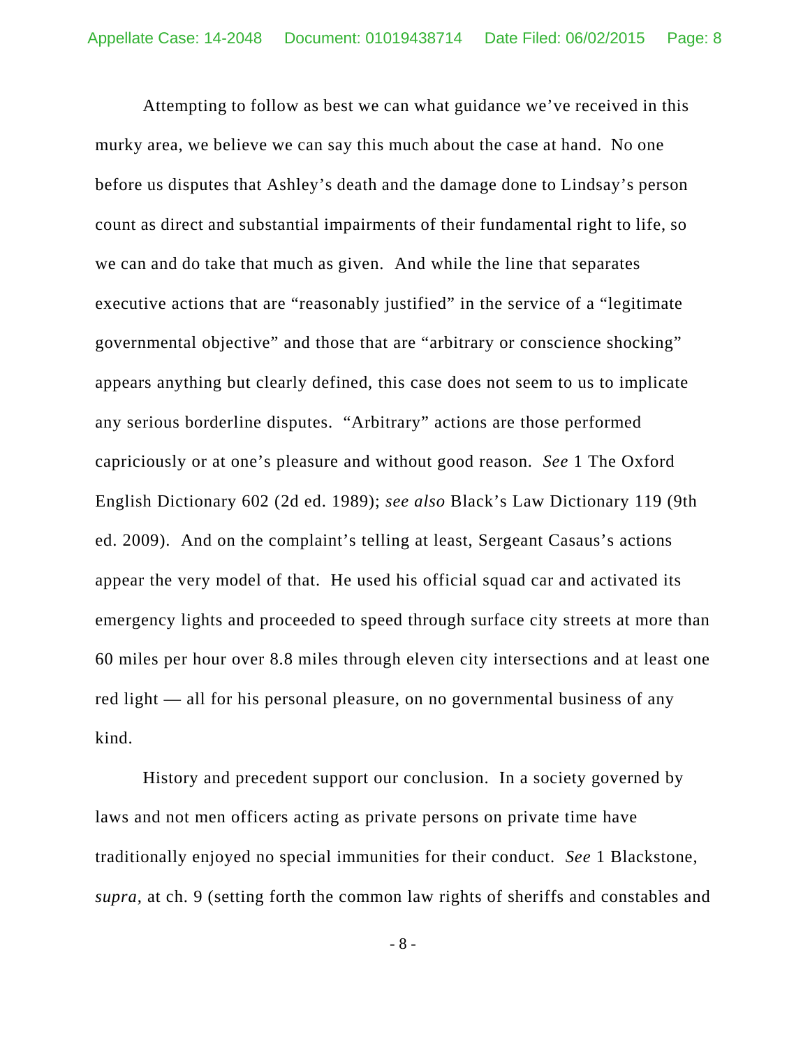Attempting to follow as best we can what guidance we've received in this murky area, we believe we can say this much about the case at hand. No one before us disputes that Ashley's death and the damage done to Lindsay's person count as direct and substantial impairments of their fundamental right to life, so we can and do take that much as given. And while the line that separates executive actions that are "reasonably justified" in the service of a "legitimate governmental objective" and those that are "arbitrary or conscience shocking" appears anything but clearly defined, this case does not seem to us to implicate any serious borderline disputes. "Arbitrary" actions are those performed capriciously or at one's pleasure and without good reason. *See* 1 The Oxford English Dictionary 602 (2d ed. 1989); *see also* Black's Law Dictionary 119 (9th ed. 2009). And on the complaint's telling at least, Sergeant Casaus's actions appear the very model of that. He used his official squad car and activated its emergency lights and proceeded to speed through surface city streets at more than 60 miles per hour over 8.8 miles through eleven city intersections and at least one red light — all for his personal pleasure, on no governmental business of any kind.

History and precedent support our conclusion. In a society governed by laws and not men officers acting as private persons on private time have traditionally enjoyed no special immunities for their conduct. *See* 1 Blackstone, *supra*, at ch. 9 (setting forth the common law rights of sheriffs and constables and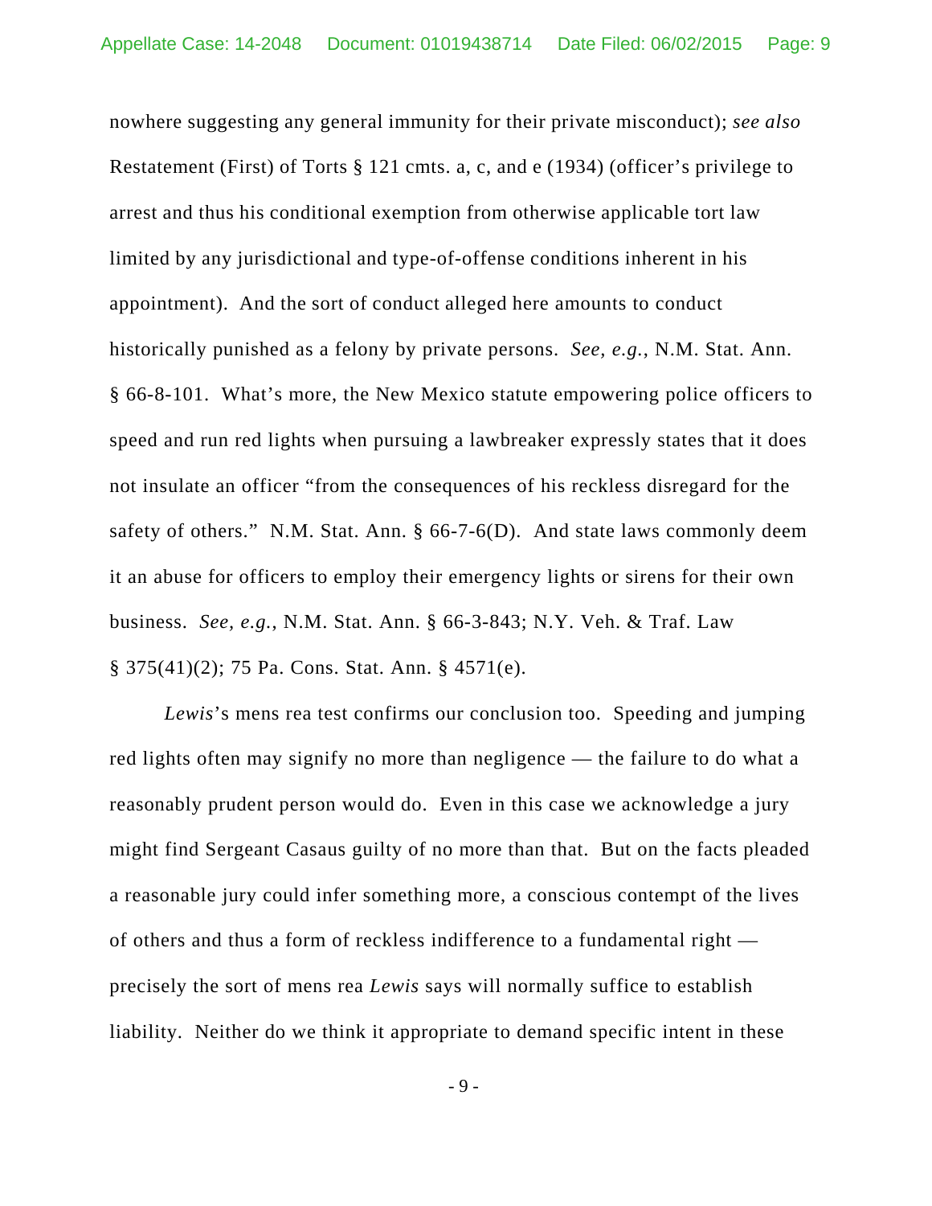nowhere suggesting any general immunity for their private misconduct); *see also* Restatement (First) of Torts § 121 cmts. a, c, and e (1934) (officer's privilege to arrest and thus his conditional exemption from otherwise applicable tort law limited by any jurisdictional and type-of-offense conditions inherent in his appointment). And the sort of conduct alleged here amounts to conduct historically punished as a felony by private persons. *See, e.g.*, N.M. Stat. Ann. § 66-8-101. What's more, the New Mexico statute empowering police officers to speed and run red lights when pursuing a lawbreaker expressly states that it does not insulate an officer "from the consequences of his reckless disregard for the safety of others." N.M. Stat. Ann. § 66-7-6(D). And state laws commonly deem it an abuse for officers to employ their emergency lights or sirens for their own business. *See, e.g.*, N.M. Stat. Ann. § 66-3-843; N.Y. Veh. & Traf. Law § 375(41)(2); 75 Pa. Cons. Stat. Ann. § 4571(e).

*Lewis*'s mens rea test confirms our conclusion too. Speeding and jumping red lights often may signify no more than negligence — the failure to do what a reasonably prudent person would do. Even in this case we acknowledge a jury might find Sergeant Casaus guilty of no more than that. But on the facts pleaded a reasonable jury could infer something more, a conscious contempt of the lives of others and thus a form of reckless indifference to a fundamental right — precisely the sort of mens rea *Lewis* says will normally suffice to establish liability. Neither do we think it appropriate to demand specific intent in these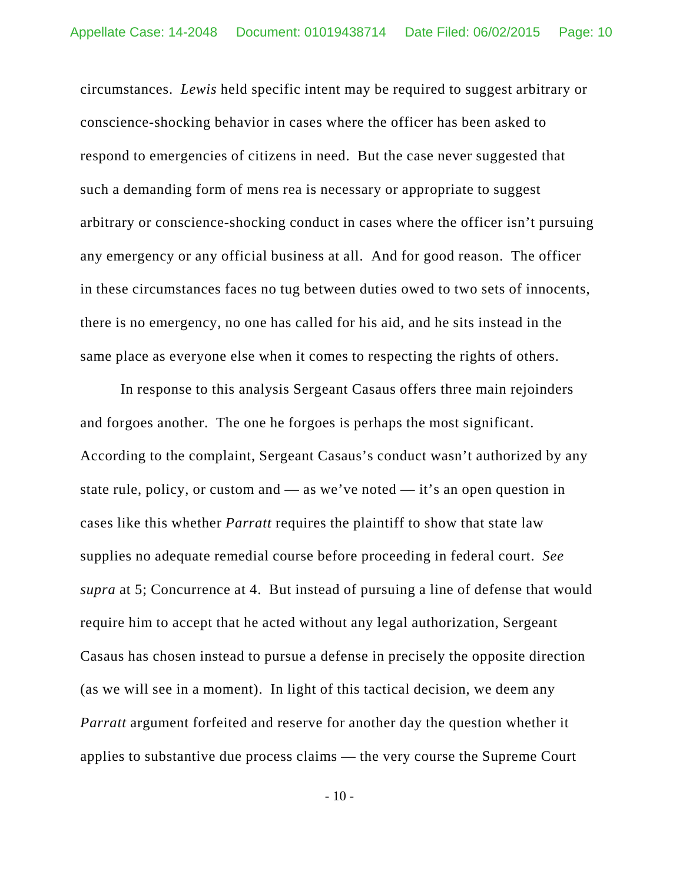circumstances. *Lewis* held specific intent may be required to suggest arbitrary or conscience-shocking behavior in cases where the officer has been asked to respond to emergencies of citizens in need. But the case never suggested that such a demanding form of mens rea is necessary or appropriate to suggest arbitrary or conscience-shocking conduct in cases where the officer isn't pursuing any emergency or any official business at all. And for good reason. The officer in these circumstances faces no tug between duties owed to two sets of innocents, there is no emergency, no one has called for his aid, and he sits instead in the same place as everyone else when it comes to respecting the rights of others.

In response to this analysis Sergeant Casaus offers three main rejoinders and forgoes another. The one he forgoes is perhaps the most significant. According to the complaint, Sergeant Casaus's conduct wasn't authorized by any state rule, policy, or custom and — as we've noted — it's an open question in cases like this whether *Parratt* requires the plaintiff to show that state law supplies no adequate remedial course before proceeding in federal court. *See supra* at 5; Concurrence at 4. But instead of pursuing a line of defense that would require him to accept that he acted without any legal authorization, Sergeant Casaus has chosen instead to pursue a defense in precisely the opposite direction (as we will see in a moment). In light of this tactical decision, we deem any *Parratt* argument forfeited and reserve for another day the question whether it applies to substantive due process claims — the very course the Supreme Court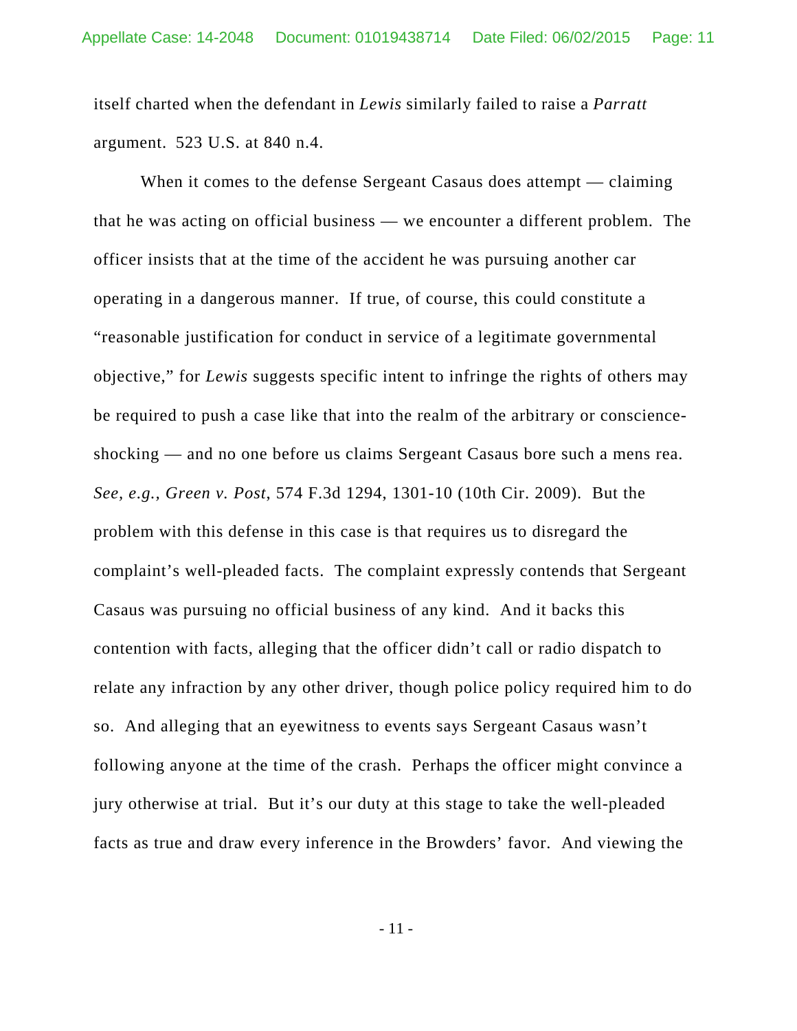itself charted when the defendant in *Lewis* similarly failed to raise a *Parratt* argument. 523 U.S. at 840 n.4.

When it comes to the defense Sergeant Casaus does attempt — claiming that he was acting on official business — we encounter a different problem. The officer insists that at the time of the accident he was pursuing another car operating in a dangerous manner. If true, of course, this could constitute a "reasonable justification for conduct in service of a legitimate governmental objective," for *Lewis* suggests specific intent to infringe the rights of others may be required to push a case like that into the realm of the arbitrary or conscience-shocking — and no one before us claims Sergeant Casaus bore such a mens rea. *See, e.g., Green v. Post*, 574 F.3d 1294, 1301-10 (10th Cir. 2009). But the problem with this defense in this case is that requires us to disregard the complaint's well-pleaded facts. The complaint expressly contends that Sergeant Casaus was pursuing no official business of any kind. And it backs this contention with facts, alleging that the officer didn't call or radio dispatch to relate any infraction by any other driver, though police policy required him to do so. And alleging that an eyewitness to events says Sergeant Casaus wasn't following anyone at the time of the crash. Perhaps the officer might convince a jury otherwise at trial. But it's our duty at this stage to take the well-pleaded facts as true and draw every inference in the Browders' favor. And viewing the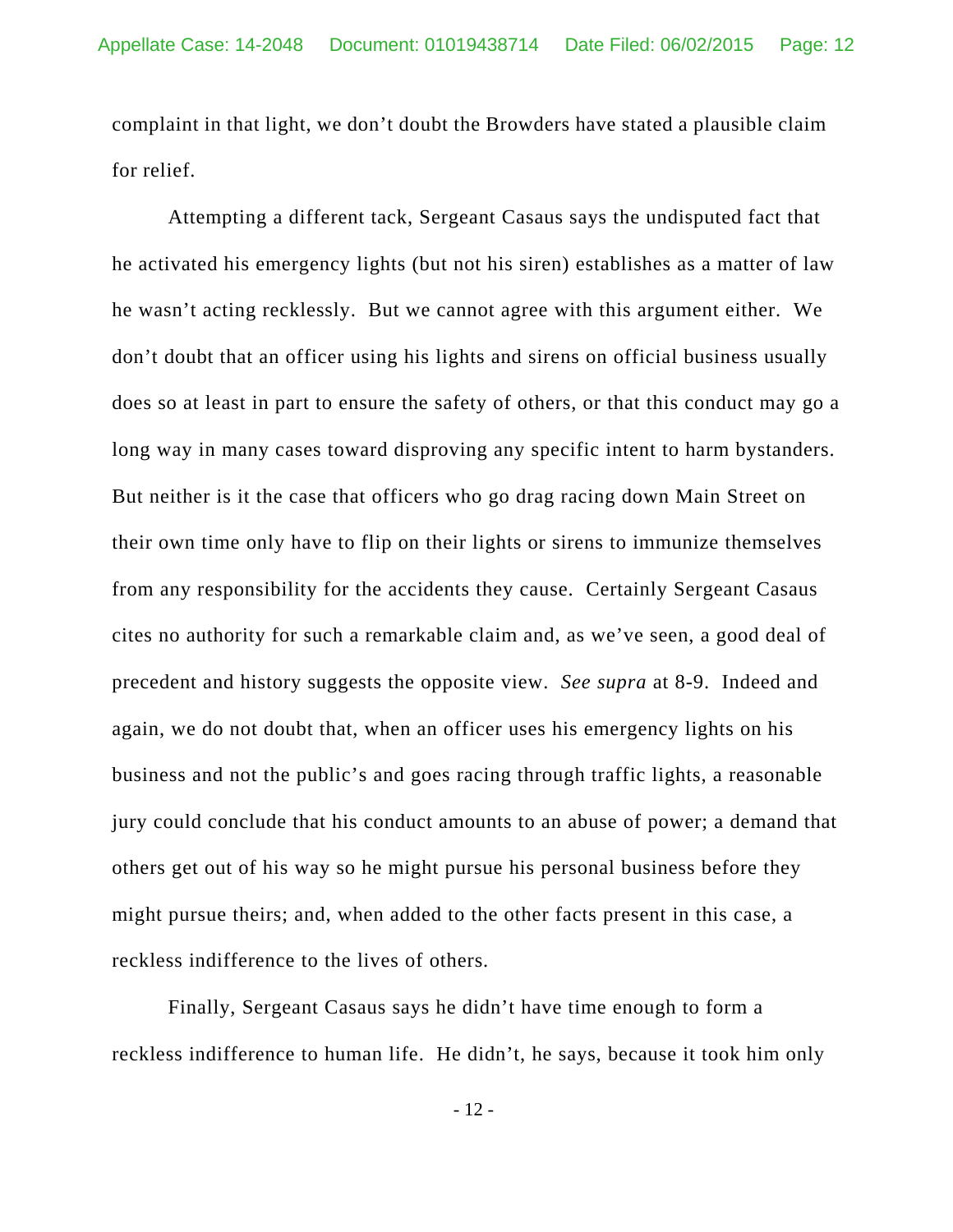complaint in that light, we don't doubt the Browders have stated a plausible claim for relief.

Attempting a different tack, Sergeant Casaus says the undisputed fact that he activated his emergency lights (but not his siren) establishes as a matter of law he wasn't acting recklessly. But we cannot agree with this argument either. We don't doubt that an officer using his lights and sirens on official business usually does so at least in part to ensure the safety of others, or that this conduct may go a long way in many cases toward disproving any specific intent to harm bystanders. But neither is it the case that officers who go drag racing down Main Street on their own time only have to flip on their lights or sirens to immunize themselves from any responsibility for the accidents they cause. Certainly Sergeant Casaus cites no authority for such a remarkable claim and, as we've seen, a good deal of precedent and history suggests the opposite view. *See supra* at 8-9. Indeed and again, we do not doubt that, when an officer uses his emergency lights on his business and not the public's and goes racing through traffic lights, a reasonable jury could conclude that his conduct amounts to an abuse of power; a demand that others get out of his way so he might pursue his personal business before they might pursue theirs; and, when added to the other facts present in this case, a reckless indifference to the lives of others.

Finally, Sergeant Casaus says he didn't have time enough to form a reckless indifference to human life. He didn't, he says, because it took him only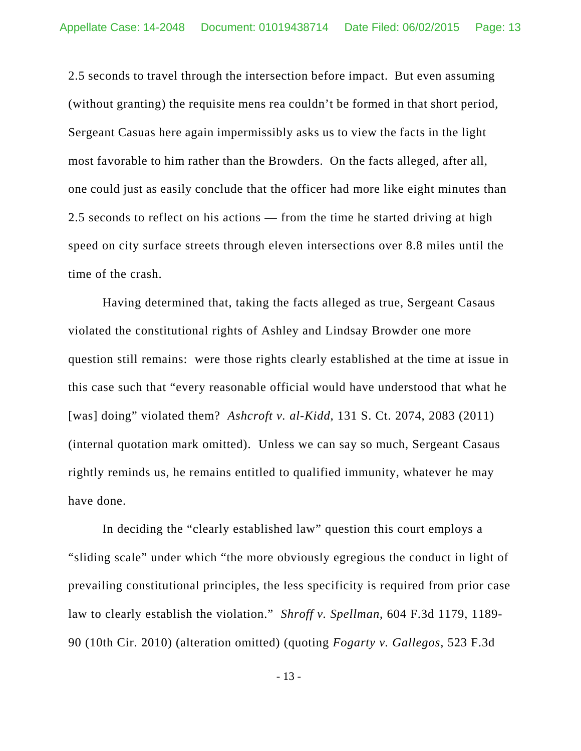2.5 seconds to travel through the intersection before impact. But even assuming (without granting) the requisite mens rea couldn't be formed in that short period, Sergeant Casuas here again impermissibly asks us to view the facts in the light most favorable to him rather than the Browders. On the facts alleged, after all, one could just as easily conclude that the officer had more like eight minutes than 2.5 seconds to reflect on his actions — from the time he started driving at high speed on city surface streets through eleven intersections over 8.8 miles until the time of the crash.

Having determined that, taking the facts alleged as true, Sergeant Casaus violated the constitutional rights of Ashley and Lindsay Browder one more question still remains: were those rights clearly established at the time at issue in this case such that "every reasonable official would have understood that what he [was] doing" violated them? *Ashcroft v. al-Kidd*, 131 S. Ct. 2074, 2083 (2011) (internal quotation mark omitted). Unless we can say so much, Sergeant Casaus rightly reminds us, he remains entitled to qualified immunity, whatever he may have done.

In deciding the "clearly established law" question this court employs a "sliding scale" under which "the more obviously egregious the conduct in light of prevailing constitutional principles, the less specificity is required from prior case law to clearly establish the violation." *Shroff v. Spellman*, 604 F.3d 1179, 1189-90 (10th Cir. 2010) (alteration omitted) (quoting *Fogarty v. Gallegos*, 523 F.3d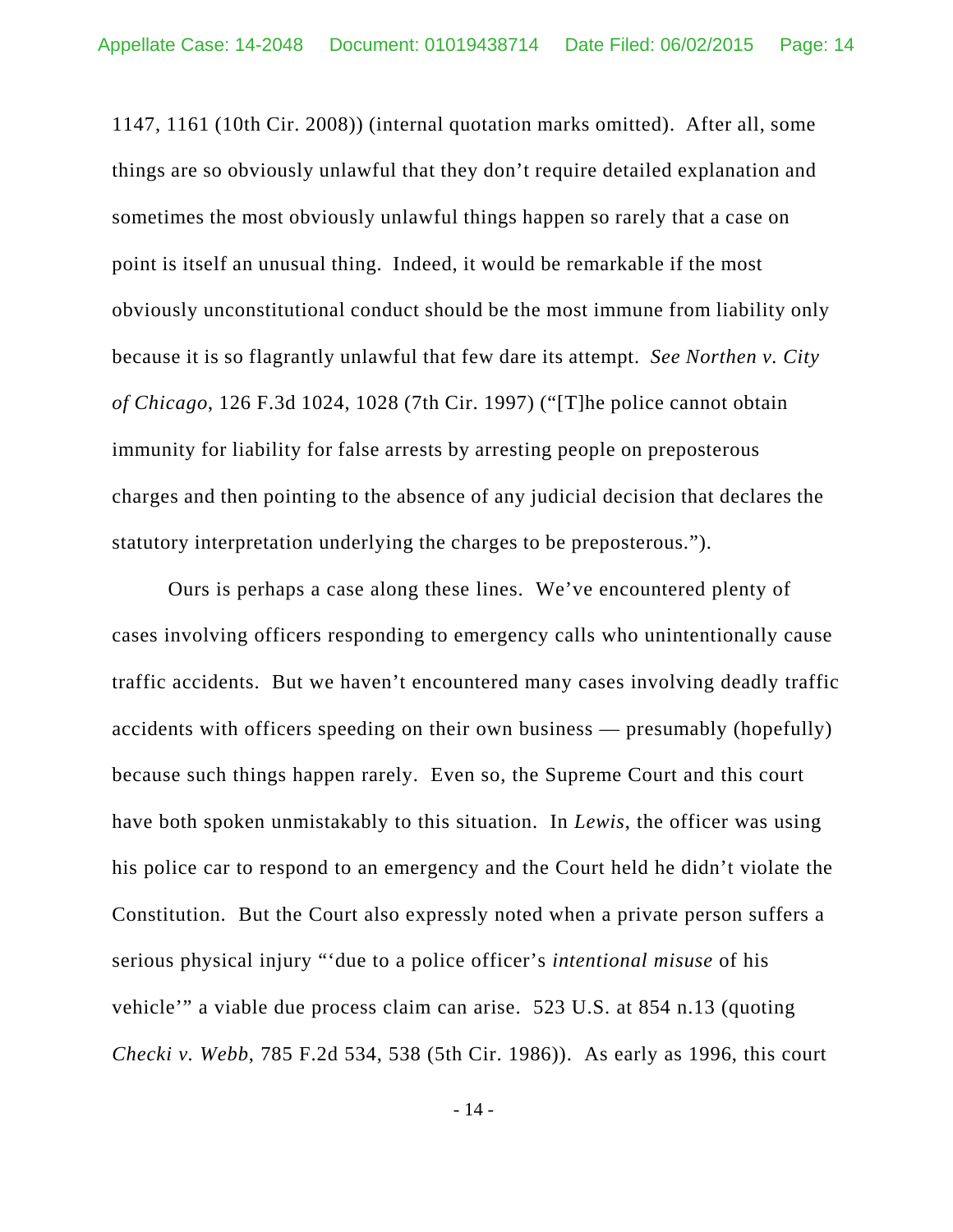1147, 1161 (10th Cir. 2008)) (internal quotation marks omitted). After all, some things are so obviously unlawful that they don't require detailed explanation and sometimes the most obviously unlawful things happen so rarely that a case on point is itself an unusual thing. Indeed, it would be remarkable if the most obviously unconstitutional conduct should be the most immune from liability only because it is so flagrantly unlawful that few dare its attempt. *See Northen v. City of Chicago*, 126 F.3d 1024, 1028 (7th Cir. 1997) ("[T]he police cannot obtain immunity for liability for false arrests by arresting people on preposterous charges and then pointing to the absence of any judicial decision that declares the statutory interpretation underlying the charges to be preposterous.").

Ours is perhaps a case along these lines. We've encountered plenty of cases involving officers responding to emergency calls who unintentionally cause traffic accidents. But we haven't encountered many cases involving deadly traffic accidents with officers speeding on their own business — presumably (hopefully) because such things happen rarely. Even so, the Supreme Court and this court have both spoken unmistakably to this situation. In *Lewis*, the officer was using his police car to respond to an emergency and the Court held he didn't violate the Constitution. But the Court also expressly noted when a private person suffers a serious physical injury "'due to a police officer's *intentional misuse* of his vehicle'" a viable due process claim can arise. 523 U.S. at 854 n.13 (quoting *Checki v. Webb*, 785 F.2d 534, 538 (5th Cir. 1986)). As early as 1996, this court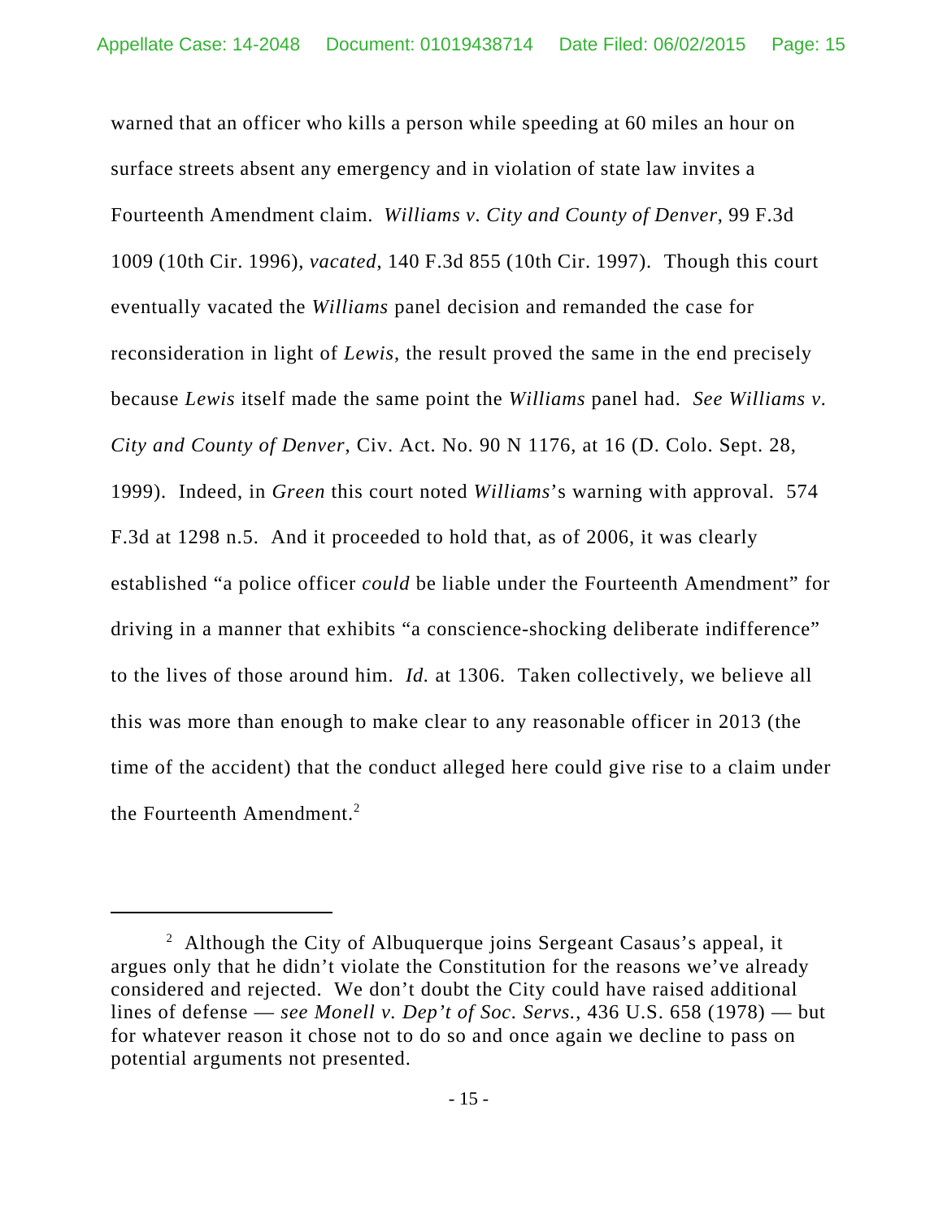warned that an officer who kills a person while speeding at 60 miles an hour on surface streets absent any emergency and in violation of state law invites a Fourteenth Amendment claim. *Williams v. City and County of Denver*, 99 F.3d 1009 (10th Cir. 1996), *vacated*, 140 F.3d 855 (10th Cir. 1997). Though this court eventually vacated the *Williams* panel decision and remanded the case for reconsideration in light of *Lewis*, the result proved the same in the end precisely because *Lewis* itself made the same point the *Williams* panel had. *See Williams v. City and County of Denver*, Civ. Act. No. 90 N 1176, at 16 (D. Colo. Sept. 28, 1999). Indeed, in *Green* this court noted *Williams*'s warning with approval. 574 F.3d at 1298 n.5. And it proceeded to hold that, as of 2006, it was clearly established "a police officer *could* be liable under the Fourteenth Amendment" for driving in a manner that exhibits "a conscience-shocking deliberate indifference" to the lives of those around him. *Id.* at 1306. Taken collectively, we believe all this was more than enough to make clear to any reasonable officer in 2013 (the time of the accident) that the conduct alleged here could give rise to a claim under the Fourteenth Amendment.[2]

---

[2] Although the City of Albuquerque joins Sergeant Casaus's appeal, it argues only that he didn't violate the Constitution for the reasons we've already considered and rejected. We don't doubt the City could have raised additional lines of defense — *see Monell v. Dep't of Soc. Servs.*, 436 U.S. 658 (1978) — but for whatever reason it chose not to do so and once again we decline to pass on potential arguments not presented.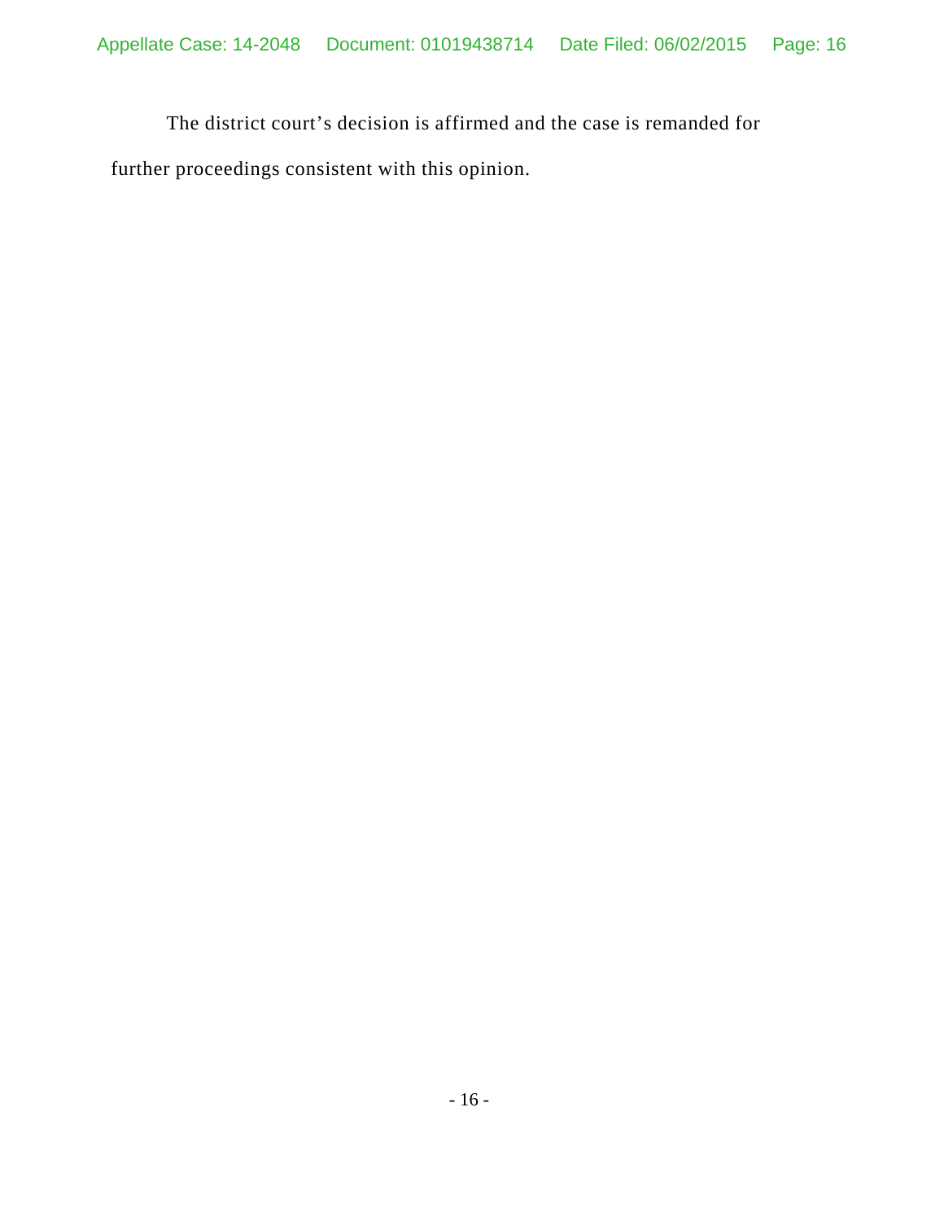The district court's decision is affirmed and the case is remanded for further proceedings consistent with this opinion.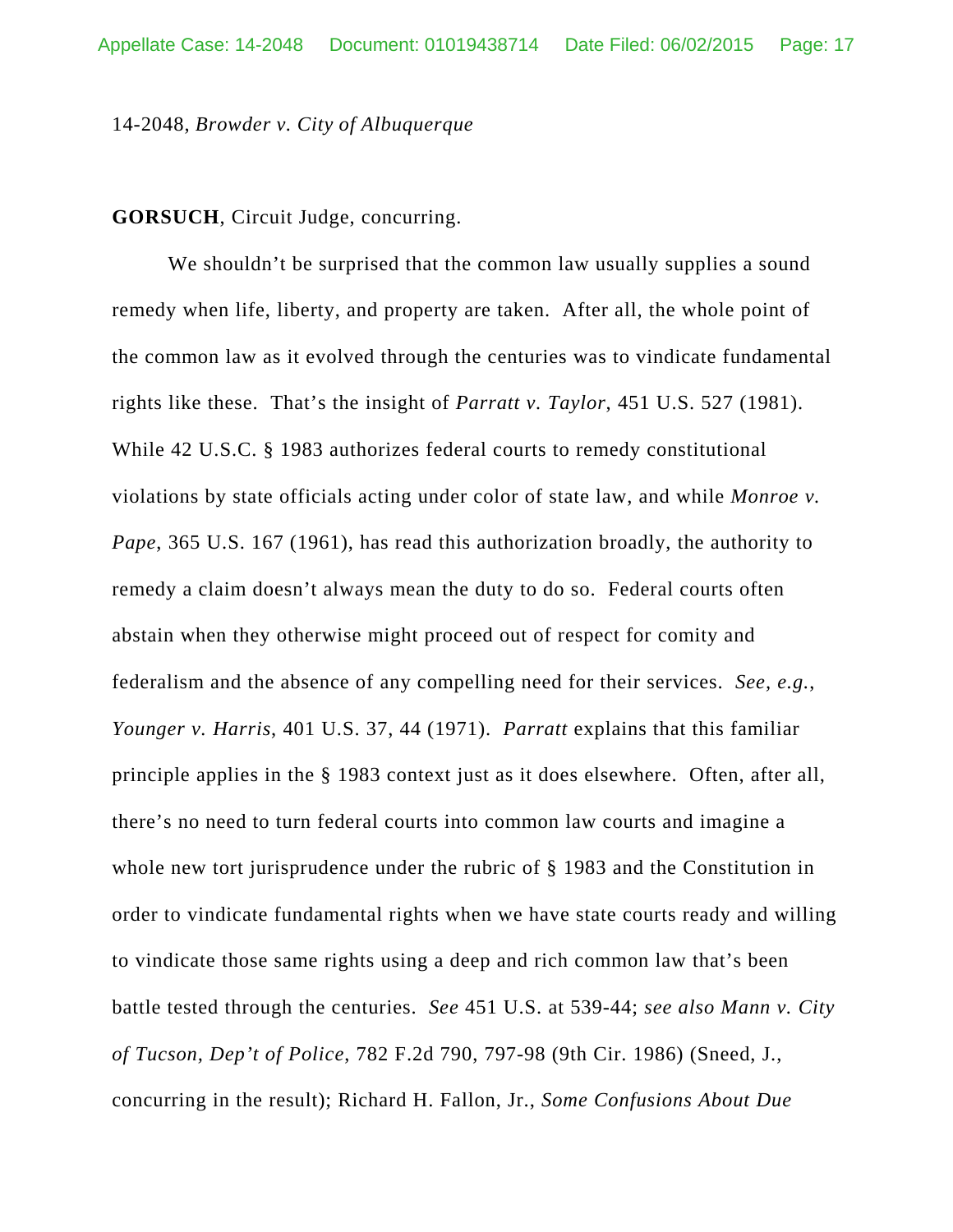14-2048, *Browder v. City of Albuquerque*

**GORSUCH**, Circuit Judge, concurring.

We shouldn't be surprised that the common law usually supplies a sound remedy when life, liberty, and property are taken. After all, the whole point of the common law as it evolved through the centuries was to vindicate fundamental rights like these. That's the insight of *Parratt v. Taylor*, 451 U.S. 527 (1981). While 42 U.S.C. § 1983 authorizes federal courts to remedy constitutional violations by state officials acting under color of state law, and while *Monroe v. Pape*, 365 U.S. 167 (1961), has read this authorization broadly, the authority to remedy a claim doesn't always mean the duty to do so. Federal courts often abstain when they otherwise might proceed out of respect for comity and federalism and the absence of any compelling need for their services. *See, e.g.*, *Younger v. Harris*, 401 U.S. 37, 44 (1971). *Parratt* explains that this familiar principle applies in the § 1983 context just as it does elsewhere. Often, after all, there's no need to turn federal courts into common law courts and imagine a whole new tort jurisprudence under the rubric of § 1983 and the Constitution in order to vindicate fundamental rights when we have state courts ready and willing to vindicate those same rights using a deep and rich common law that's been battle tested through the centuries. *See* 451 U.S. at 539-44; *see also Mann v. City of Tucson, Dep't of Police*, 782 F.2d 790, 797-98 (9th Cir. 1986) (Sneed, J., concurring in the result); Richard H. Fallon, Jr., *Some Confusions About Due*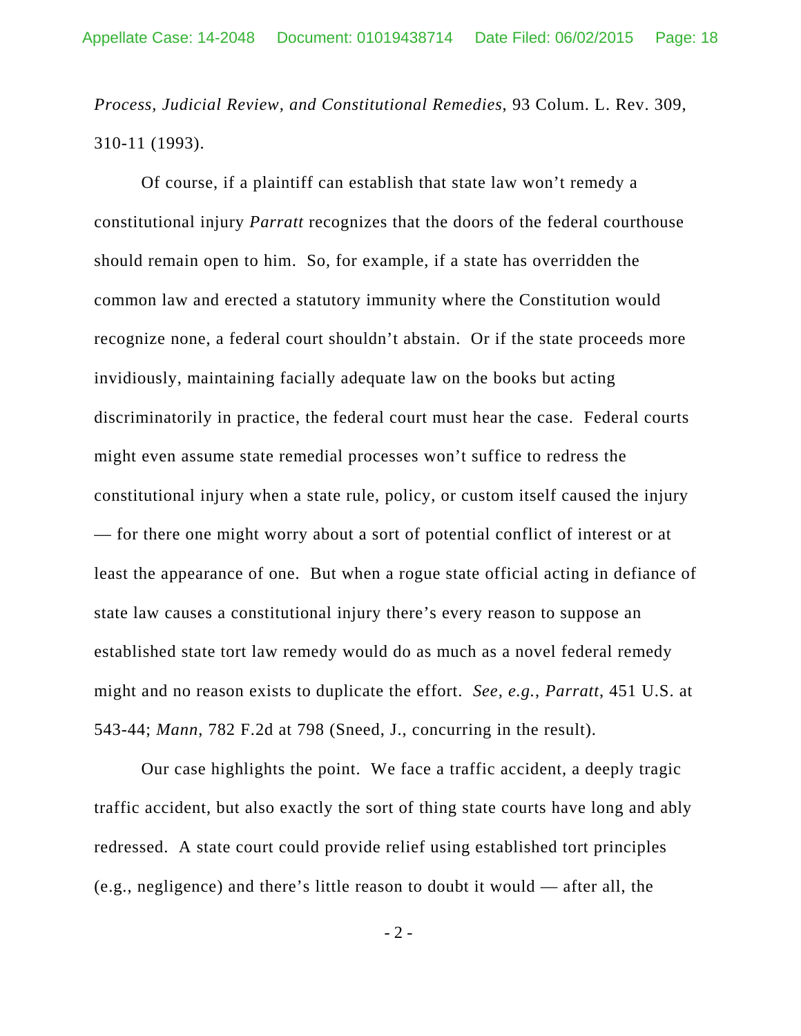*Process, Judicial Review, and Constitutional Remedies*, 93 Colum. L. Rev. 309, 310-11 (1993).

Of course, if a plaintiff can establish that state law won't remedy a constitutional injury *Parratt* recognizes that the doors of the federal courthouse should remain open to him. So, for example, if a state has overridden the common law and erected a statutory immunity where the Constitution would recognize none, a federal court shouldn't abstain. Or if the state proceeds more invidiously, maintaining facially adequate law on the books but acting discriminatorily in practice, the federal court must hear the case. Federal courts might even assume state remedial processes won't suffice to redress the constitutional injury when a state rule, policy, or custom itself caused the injury — for there one might worry about a sort of potential conflict of interest or at least the appearance of one. But when a rogue state official acting in defiance of state law causes a constitutional injury there's every reason to suppose an established state tort law remedy would do as much as a novel federal remedy might and no reason exists to duplicate the effort. *See, e.g.*, *Parratt*, 451 U.S. at 543-44; *Mann*, 782 F.2d at 798 (Sneed, J., concurring in the result).

Our case highlights the point. We face a traffic accident, a deeply tragic traffic accident, but also exactly the sort of thing state courts have long and ably redressed. A state court could provide relief using established tort principles (e.g., negligence) and there's little reason to doubt it would — after all, the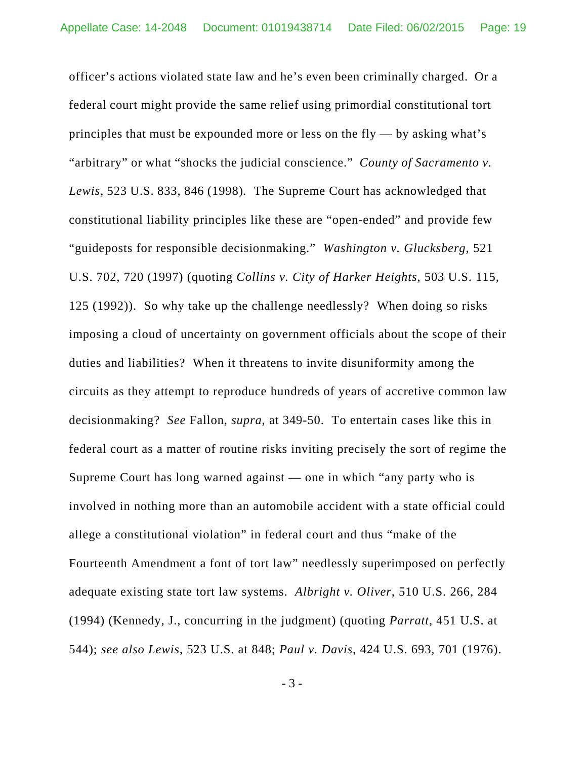officer's actions violated state law and he's even been criminally charged. Or a federal court might provide the same relief using primordial constitutional tort principles that must be expounded more or less on the fly — by asking what's "arbitrary" or what "shocks the judicial conscience." *County of Sacramento v. Lewis*, 523 U.S. 833, 846 (1998). The Supreme Court has acknowledged that constitutional liability principles like these are "open-ended" and provide few "guideposts for responsible decisionmaking." *Washington v. Glucksberg*, 521 U.S. 702, 720 (1997) (quoting *Collins v. City of Harker Heights*, 503 U.S. 115, 125 (1992)). So why take up the challenge needlessly? When doing so risks imposing a cloud of uncertainty on government officials about the scope of their duties and liabilities? When it threatens to invite disuniformity among the circuits as they attempt to reproduce hundreds of years of accretive common law decisionmaking? *See* Fallon, *supra*, at 349-50. To entertain cases like this in federal court as a matter of routine risks inviting precisely the sort of regime the Supreme Court has long warned against — one in which "any party who is involved in nothing more than an automobile accident with a state official could allege a constitutional violation" in federal court and thus "make of the Fourteenth Amendment a font of tort law" needlessly superimposed on perfectly adequate existing state tort law systems. *Albright v. Oliver*, 510 U.S. 266, 284 (1994) (Kennedy, J., concurring in the judgment) (quoting *Parratt*, 451 U.S. at 544); *see also Lewis*, 523 U.S. at 848; *Paul v. Davis*, 424 U.S. 693, 701 (1976).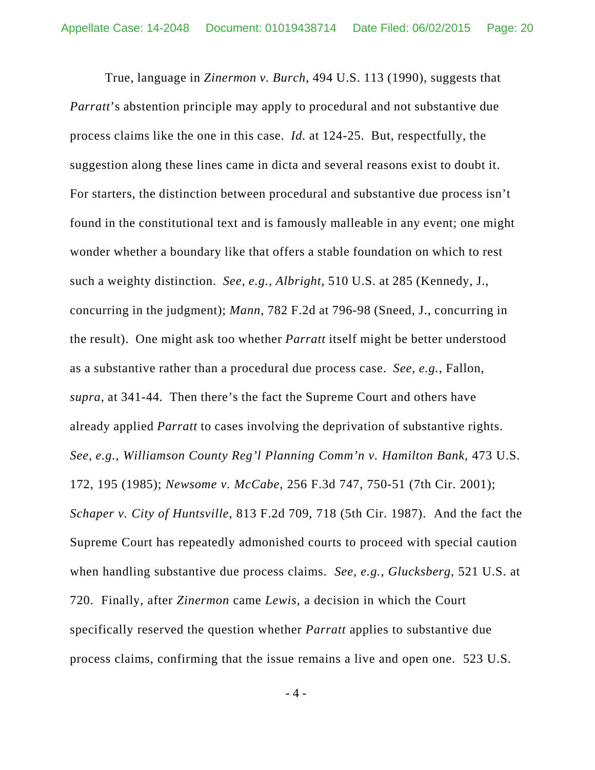True, language in *Zinermon v. Burch*, 494 U.S. 113 (1990), suggests that *Parratt*'s abstention principle may apply to procedural and not substantive due process claims like the one in this case. *Id.* at 124-25. But, respectfully, the suggestion along these lines came in dicta and several reasons exist to doubt it. For starters, the distinction between procedural and substantive due process isn't found in the constitutional text and is famously malleable in any event; one might wonder whether a boundary like that offers a stable foundation on which to rest such a weighty distinction. *See, e.g.*, *Albright*, 510 U.S. at 285 (Kennedy, J., concurring in the judgment); *Mann*, 782 F.2d at 796-98 (Sneed, J., concurring in the result). One might ask too whether *Parratt* itself might be better understood as a substantive rather than a procedural due process case. *See, e.g.*, Fallon, *supra*, at 341-44. Then there's the fact the Supreme Court and others have already applied *Parratt* to cases involving the deprivation of substantive rights. *See, e.g.*, *Williamson County Reg'l Planning Comm'n v. Hamilton Bank*, 473 U.S. 172, 195 (1985); *Newsome v. McCabe*, 256 F.3d 747, 750-51 (7th Cir. 2001); *Schaper v. City of Huntsville*, 813 F.2d 709, 718 (5th Cir. 1987). And the fact the Supreme Court has repeatedly admonished courts to proceed with special caution when handling substantive due process claims. *See, e.g.*, *Glucksberg*, 521 U.S. at 720. Finally, after *Zinermon* came *Lewis*, a decision in which the Court specifically reserved the question whether *Parratt* applies to substantive due process claims, confirming that the issue remains a live and open one. 523 U.S.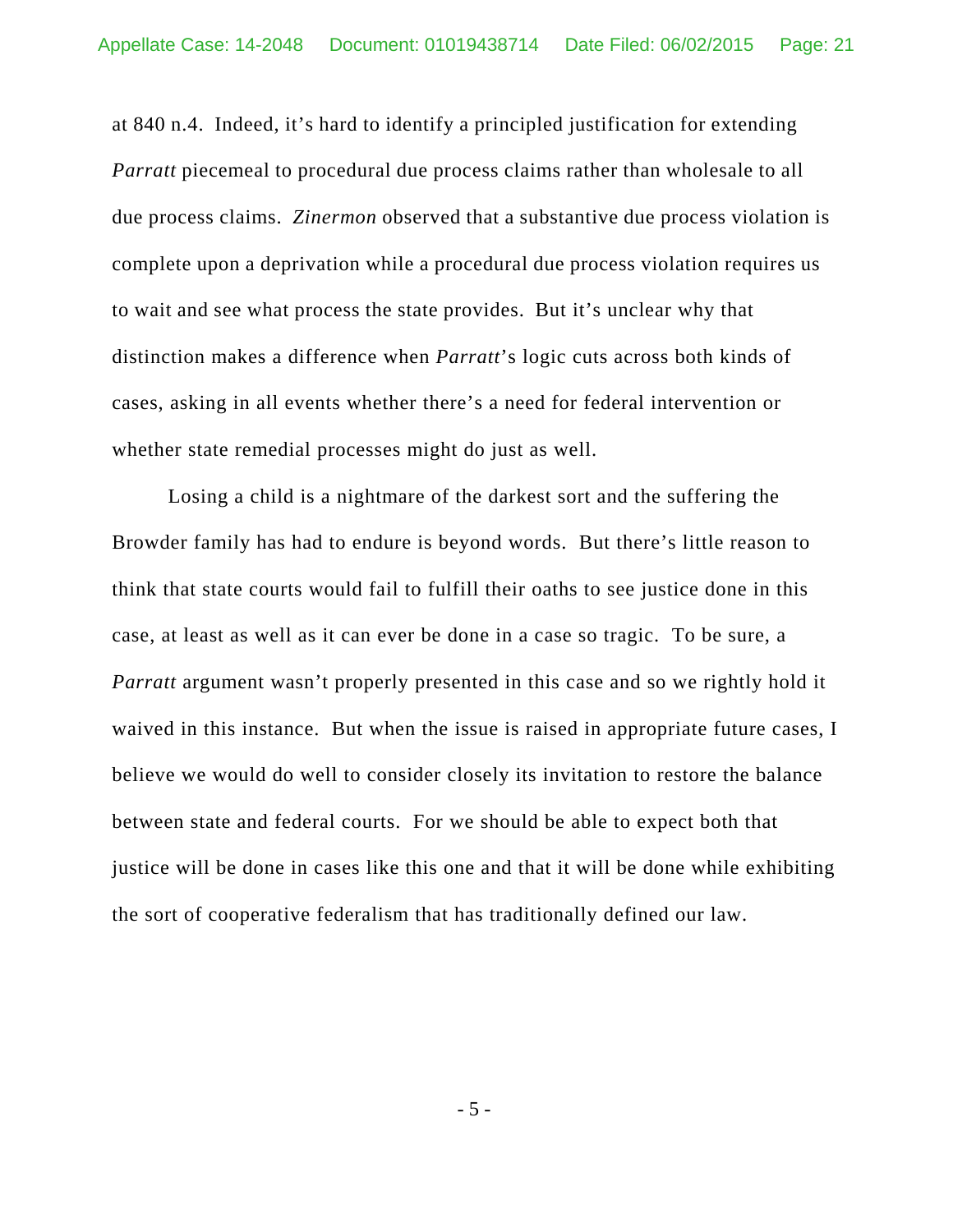at 840 n.4. Indeed, it's hard to identify a principled justification for extending *Parratt* piecemeal to procedural due process claims rather than wholesale to all due process claims. *Zinermon* observed that a substantive due process violation is complete upon a deprivation while a procedural due process violation requires us to wait and see what process the state provides. But it's unclear why that distinction makes a difference when *Parratt*'s logic cuts across both kinds of cases, asking in all events whether there's a need for federal intervention or whether state remedial processes might do just as well.

Losing a child is a nightmare of the darkest sort and the suffering the Browder family has had to endure is beyond words. But there's little reason to think that state courts would fail to fulfill their oaths to see justice done in this case, at least as well as it can ever be done in a case so tragic. To be sure, a *Parratt* argument wasn't properly presented in this case and so we rightly hold it waived in this instance. But when the issue is raised in appropriate future cases, I believe we would do well to consider closely its invitation to restore the balance between state and federal courts. For we should be able to expect both that justice will be done in cases like this one and that it will be done while exhibiting the sort of cooperative federalism that has traditionally defined our law.